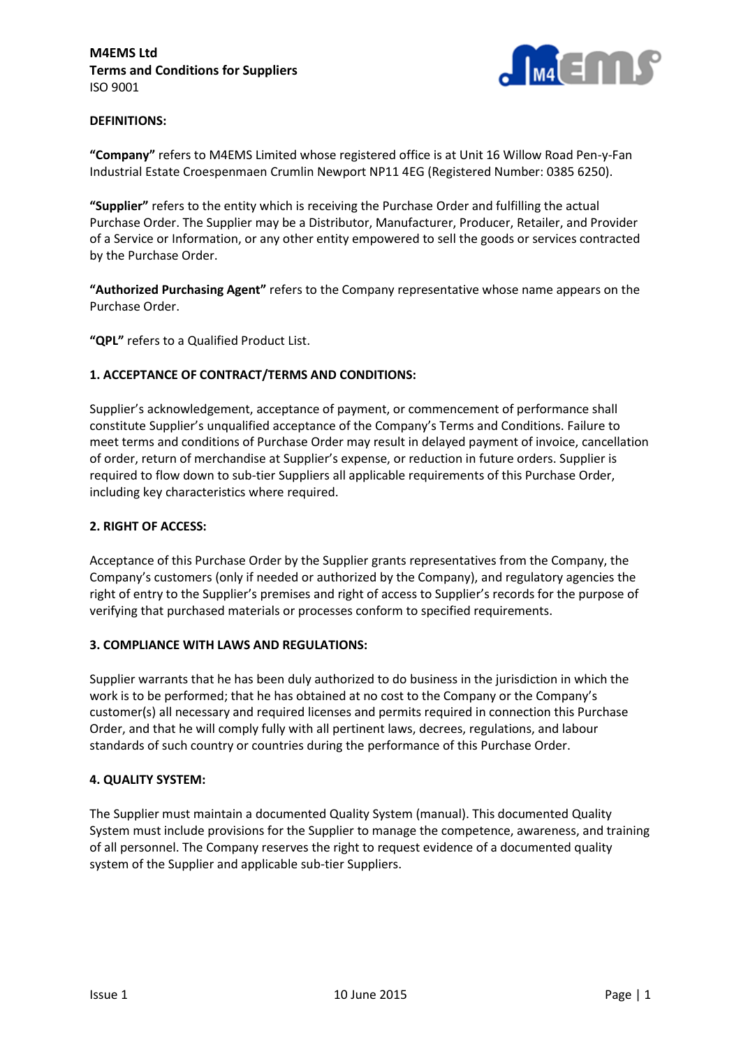**M4EMS Ltd**
**Terms and Conditions for Suppliers**
ISO 9001

**DEFINITIONS:**

**"Company"** refers to M4EMS Limited whose registered office is at Unit 16 Willow Road Pen-y-Fan Industrial Estate Croespenmaen Crumlin Newport NP11 4EG (Registered Number: 0385 6250).

**"Supplier"** refers to the entity which is receiving the Purchase Order and fulfilling the actual Purchase Order. The Supplier may be a Distributor, Manufacturer, Producer, Retailer, and Provider of a Service or Information, or any other entity empowered to sell the goods or services contracted by the Purchase Order.

**"Authorized Purchasing Agent"** refers to the Company representative whose name appears on the Purchase Order.

**"QPL"** refers to a Qualified Product List.

**1. ACCEPTANCE OF CONTRACT/TERMS AND CONDITIONS:**

Supplier's acknowledgement, acceptance of payment, or commencement of performance shall constitute Supplier's unqualified acceptance of the Company's Terms and Conditions. Failure to meet terms and conditions of Purchase Order may result in delayed payment of invoice, cancellation of order, return of merchandise at Supplier's expense, or reduction in future orders. Supplier is required to flow down to sub-tier Suppliers all applicable requirements of this Purchase Order, including key characteristics where required.

**2. RIGHT OF ACCESS:**

Acceptance of this Purchase Order by the Supplier grants representatives from the Company, the Company's customers (only if needed or authorized by the Company), and regulatory agencies the right of entry to the Supplier's premises and right of access to Supplier's records for the purpose of verifying that purchased materials or processes conform to specified requirements.

**3. COMPLIANCE WITH LAWS AND REGULATIONS:**

Supplier warrants that he has been duly authorized to do business in the jurisdiction in which the work is to be performed; that he has obtained at no cost to the Company or the Company's customer(s) all necessary and required licenses and permits required in connection this Purchase Order, and that he will comply fully with all pertinent laws, decrees, regulations, and labour standards of such country or countries during the performance of this Purchase Order.

**4. QUALITY SYSTEM:**

The Supplier must maintain a documented Quality System (manual). This documented Quality System must include provisions for the Supplier to manage the competence, awareness, and training of all personnel. The Company reserves the right to request evidence of a documented quality system of the Supplier and applicable sub-tier Suppliers.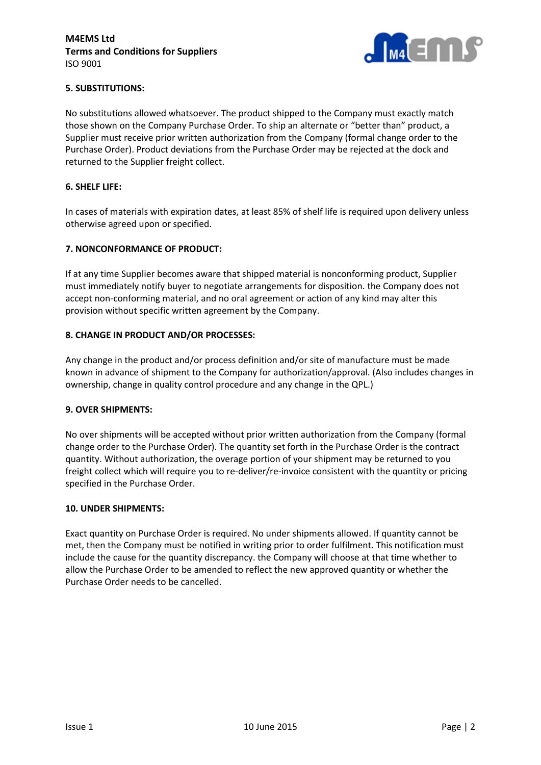### 5. SUBSTITUTIONS:

No substitutions allowed whatsoever. The product shipped to the Company must exactly match those shown on the Company Purchase Order. To ship an alternate or "better than" product, a Supplier must receive prior written authorization from the Company (formal change order to the Purchase Order). Product deviations from the Purchase Order may be rejected at the dock and returned to the Supplier freight collect.

### 6. SHELF LIFE:

In cases of materials with expiration dates, at least 85% of shelf life is required upon delivery unless otherwise agreed upon or specified.

### 7. NONCONFORMANCE OF PRODUCT:

If at any time Supplier becomes aware that shipped material is nonconforming product, Supplier must immediately notify buyer to negotiate arrangements for disposition. the Company does not accept non-conforming material, and no oral agreement or action of any kind may alter this provision without specific written agreement by the Company.

### 8. CHANGE IN PRODUCT AND/OR PROCESSES:

Any change in the product and/or process definition and/or site of manufacture must be made known in advance of shipment to the Company for authorization/approval. (Also includes changes in ownership, change in quality control procedure and any change in the QPL.)

### 9. OVER SHIPMENTS:

No over shipments will be accepted without prior written authorization from the Company (formal change order to the Purchase Order). The quantity set forth in the Purchase Order is the contract quantity. Without authorization, the overage portion of your shipment may be returned to you freight collect which will require you to re-deliver/re-invoice consistent with the quantity or pricing specified in the Purchase Order.

### 10. UNDER SHIPMENTS:

Exact quantity on Purchase Order is required. No under shipments allowed. If quantity cannot be met, then the Company must be notified in writing prior to order fulfilment. This notification must include the cause for the quantity discrepancy. the Company will choose at that time whether to allow the Purchase Order to be amended to reflect the new approved quantity or whether the Purchase Order needs to be cancelled.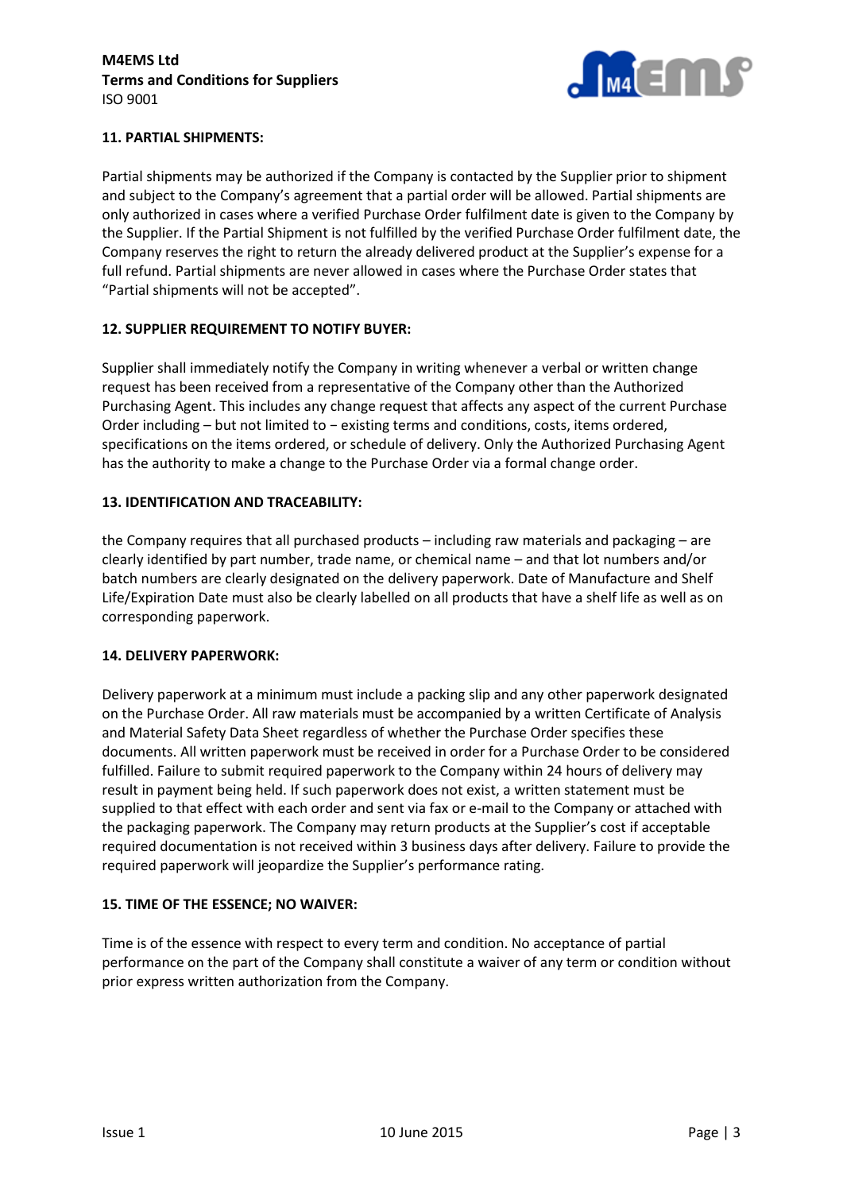### 11. PARTIAL SHIPMENTS:

Partial shipments may be authorized if the Company is contacted by the Supplier prior to shipment and subject to the Company's agreement that a partial order will be allowed. Partial shipments are only authorized in cases where a verified Purchase Order fulfilment date is given to the Company by the Supplier. If the Partial Shipment is not fulfilled by the verified Purchase Order fulfilment date, the Company reserves the right to return the already delivered product at the Supplier's expense for a full refund. Partial shipments are never allowed in cases where the Purchase Order states that "Partial shipments will not be accepted".

### 12. SUPPLIER REQUIREMENT TO NOTIFY BUYER:

Supplier shall immediately notify the Company in writing whenever a verbal or written change request has been received from a representative of the Company other than the Authorized Purchasing Agent. This includes any change request that affects any aspect of the current Purchase Order including – but not limited to – existing terms and conditions, costs, items ordered, specifications on the items ordered, or schedule of delivery. Only the Authorized Purchasing Agent has the authority to make a change to the Purchase Order via a formal change order.

### 13. IDENTIFICATION AND TRACEABILITY:

the Company requires that all purchased products – including raw materials and packaging – are clearly identified by part number, trade name, or chemical name – and that lot numbers and/or batch numbers are clearly designated on the delivery paperwork. Date of Manufacture and Shelf Life/Expiration Date must also be clearly labelled on all products that have a shelf life as well as on corresponding paperwork.

### 14. DELIVERY PAPERWORK:

Delivery paperwork at a minimum must include a packing slip and any other paperwork designated on the Purchase Order. All raw materials must be accompanied by a written Certificate of Analysis and Material Safety Data Sheet regardless of whether the Purchase Order specifies these documents. All written paperwork must be received in order for a Purchase Order to be considered fulfilled. Failure to submit required paperwork to the Company within 24 hours of delivery may result in payment being held. If such paperwork does not exist, a written statement must be supplied to that effect with each order and sent via fax or e-mail to the Company or attached with the packaging paperwork. The Company may return products at the Supplier's cost if acceptable required documentation is not received within 3 business days after delivery. Failure to provide the required paperwork will jeopardize the Supplier's performance rating.

### 15. TIME OF THE ESSENCE; NO WAIVER:

Time is of the essence with respect to every term and condition. No acceptance of partial performance on the part of the Company shall constitute a waiver of any term or condition without prior express written authorization from the Company.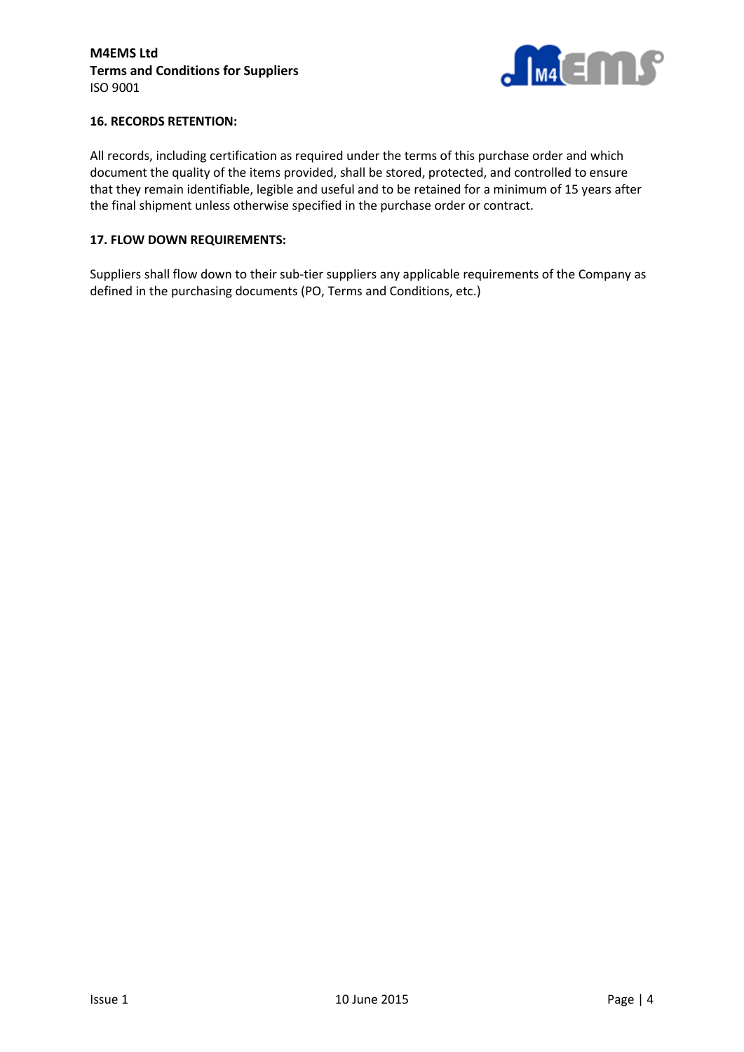**16. RECORDS RETENTION:**

All records, including certification as required under the terms of this purchase order and which document the quality of the items provided, shall be stored, protected, and controlled to ensure that they remain identifiable, legible and useful and to be retained for a minimum of 15 years after the final shipment unless otherwise specified in the purchase order or contract.

**17. FLOW DOWN REQUIREMENTS:**

Suppliers shall flow down to their sub-tier suppliers any applicable requirements of the Company as defined in the purchasing documents (PO, Terms and Conditions, etc.)